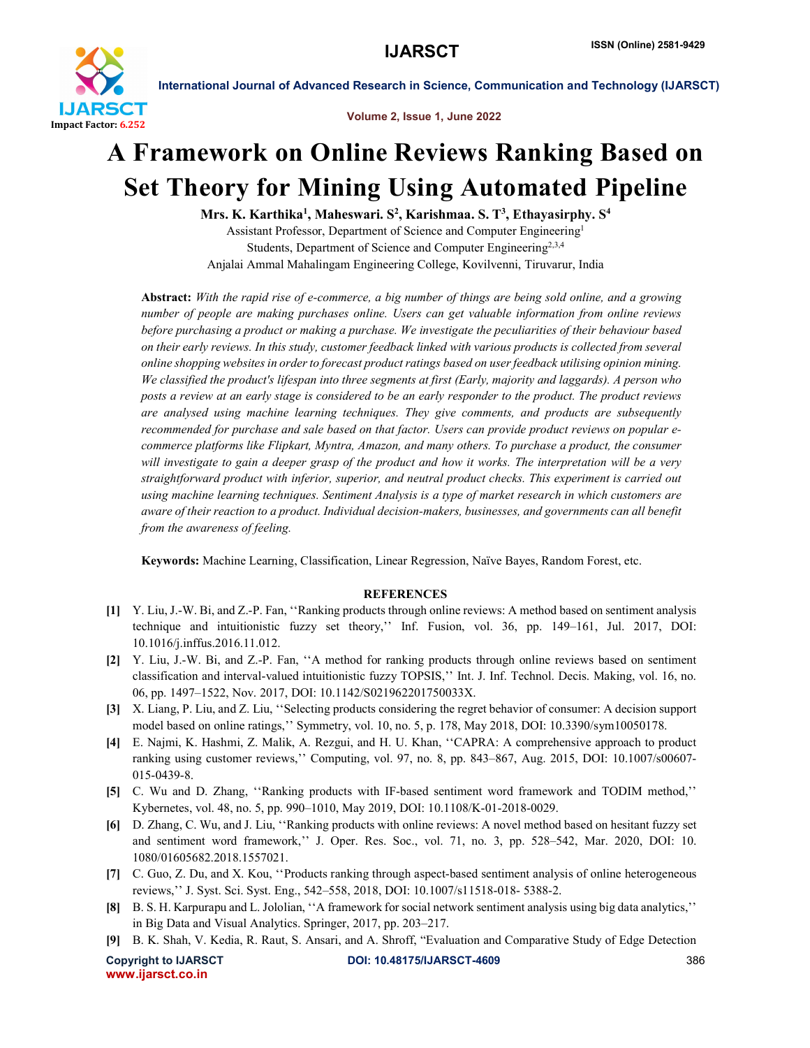# A Framework on Online Reviews Ranking Based on Set Theory for Mining Using Automated Pipeline

**Mrs. K. Karthika[1], Maheswari. S[2], Karishmaa. S. T[3], Ethayasirphy. S[4]**

Assistant Professor, Department of Science and Computer Engineering[1]

Students, Department of Science and Computer Engineering[2,3,4]

Anjalai Ammal Mahalingam Engineering College, Kovilvenni, Tiruvarur, India

**Abstract:** *With the rapid rise of e-commerce, a big number of things are being sold online, and a growing number of people are making purchases online. Users can get valuable information from online reviews before purchasing a product or making a purchase. We investigate the peculiarities of their behaviour based on their early reviews. In this study, customer feedback linked with various products is collected from several online shopping websites in order to forecast product ratings based on user feedback utilising opinion mining. We classified the product's lifespan into three segments at first (Early, majority and laggards). A person who posts a review at an early stage is considered to be an early responder to the product. The product reviews are analysed using machine learning techniques. They give comments, and products are subsequently recommended for purchase and sale based on that factor. Users can provide product reviews on popular e-commerce platforms like Flipkart, Myntra, Amazon, and many others. To purchase a product, the consumer will investigate to gain a deeper grasp of the product and how it works. The interpretation will be a very straightforward product with inferior, superior, and neutral product checks. This experiment is carried out using machine learning techniques. Sentiment Analysis is a type of market research in which customers are aware of their reaction to a product. Individual decision-makers, businesses, and governments can all benefit from the awareness of feeling.*

**Keywords:** Machine Learning, Classification, Linear Regression, Naïve Bayes, Random Forest, etc.

## REFERENCES

[1] Y. Liu, J.-W. Bi, and Z.-P. Fan, ''Ranking products through online reviews: A method based on sentiment analysis technique and intuitionistic fuzzy set theory,'' Inf. Fusion, vol. 36, pp. 149–161, Jul. 2017, DOI: 10.1016/j.inffus.2016.11.012.

[2] Y. Liu, J.-W. Bi, and Z.-P. Fan, ''A method for ranking products through online reviews based on sentiment classification and interval-valued intuitionistic fuzzy TOPSIS,'' Int. J. Inf. Technol. Decis. Making, vol. 16, no. 06, pp. 1497–1522, Nov. 2017, DOI: 10.1142/S021962201750033X.

[3] X. Liang, P. Liu, and Z. Liu, ''Selecting products considering the regret behavior of consumer: A decision support model based on online ratings,'' Symmetry, vol. 10, no. 5, p. 178, May 2018, DOI: 10.3390/sym10050178.

[4] E. Najmi, K. Hashmi, Z. Malik, A. Rezgui, and H. U. Khan, ''CAPRA: A comprehensive approach to product ranking using customer reviews,'' Computing, vol. 97, no. 8, pp. 843–867, Aug. 2015, DOI: 10.1007/s00607-015-0439-8.

[5] C. Wu and D. Zhang, ''Ranking products with IF-based sentiment word framework and TODIM method,'' Kybernetes, vol. 48, no. 5, pp. 990–1010, May 2019, DOI: 10.1108/K-01-2018-0029.

[6] D. Zhang, C. Wu, and J. Liu, ''Ranking products with online reviews: A novel method based on hesitant fuzzy set and sentiment word framework,'' J. Oper. Res. Soc., vol. 71, no. 3, pp. 528–542, Mar. 2020, DOI: 10. 1080/01605682.2018.1557021.

[7] C. Guo, Z. Du, and X. Kou, ''Products ranking through aspect-based sentiment analysis of online heterogeneous reviews,'' J. Syst. Sci. Syst. Eng., 542–558, 2018, DOI: 10.1007/s11518-018- 5388-2.

[8] B. S. H. Karpurapu and L. Jololian, ''A framework for social network sentiment analysis using big data analytics,'' in Big Data and Visual Analytics. Springer, 2017, pp. 203–217.

[9] B. K. Shah, V. Kedia, R. Raut, S. Ansari, and A. Shroff, "Evaluation and Comparative Study of Edge Detection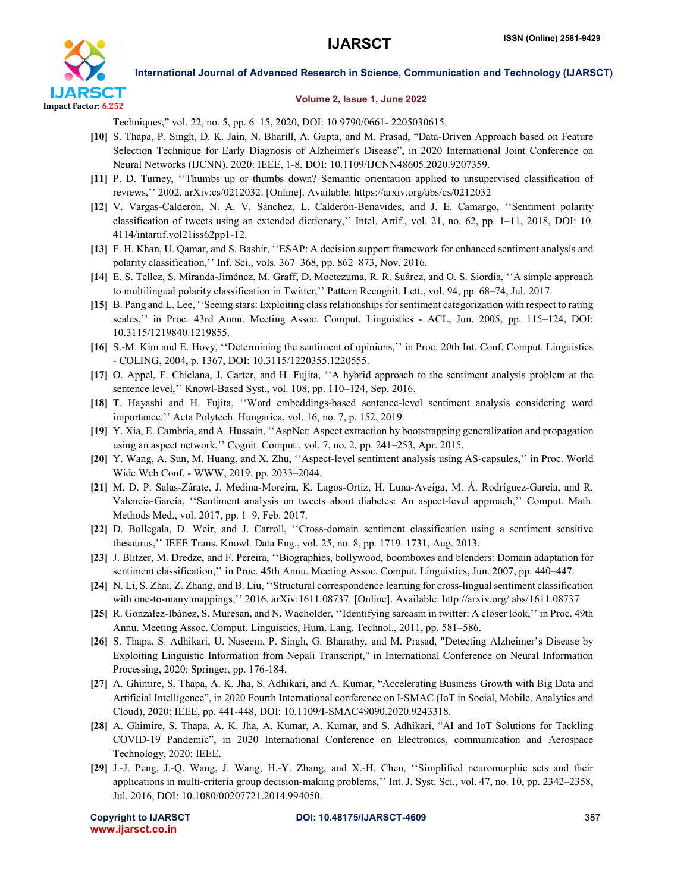Techniques," vol. 22, no. 5, pp. 6–15, 2020, DOI: 10.9790/0661- 2205030615.

**[10]** S. Thapa, P. Singh, D. K. Jain, N. Bharill, A. Gupta, and M. Prasad, "Data-Driven Approach based on Feature Selection Technique for Early Diagnosis of Alzheimer's Disease", in 2020 International Joint Conference on Neural Networks (IJCNN), 2020: IEEE, 1-8, DOI: 10.1109/IJCNN48605.2020.9207359.

**[11]** P. D. Turney, ''Thumbs up or thumbs down? Semantic orientation applied to unsupervised classification of reviews,'' 2002, arXiv:cs/0212032. [Online]. Available: https://arxiv.org/abs/cs/0212032

**[12]** V. Vargas-Calderón, N. A. V. Sánchez, L. Calderón-Benavides, and J. E. Camargo, ''Sentiment polarity classification of tweets using an extended dictionary,'' Intel. Artif., vol. 21, no. 62, pp. 1–11, 2018, DOI: 10. 4114/intartif.vol21iss62pp1-12.

**[13]** F. H. Khan, U. Qamar, and S. Bashir, ''ESAP: A decision support framework for enhanced sentiment analysis and polarity classification,'' Inf. Sci., vols. 367–368, pp. 862–873, Nov. 2016.

**[14]** E. S. Tellez, S. Miranda-Jiménez, M. Graff, D. Moctezuma, R. R. Suárez, and O. S. Siordia, ''A simple approach to multilingual polarity classification in Twitter,'' Pattern Recognit. Lett., vol. 94, pp. 68–74, Jul. 2017.

**[15]** B. Pang and L. Lee, ''Seeing stars: Exploiting class relationships for sentiment categorization with respect to rating scales,'' in Proc. 43rd Annu. Meeting Assoc. Comput. Linguistics - ACL, Jun. 2005, pp. 115–124, DOI: 10.3115/1219840.1219855.

**[16]** S.-M. Kim and E. Hovy, ''Determining the sentiment of opinions,'' in Proc. 20th Int. Conf. Comput. Linguistics - COLING, 2004, p. 1367, DOI: 10.3115/1220355.1220555.

**[17]** O. Appel, F. Chiclana, J. Carter, and H. Fujita, ''A hybrid approach to the sentiment analysis problem at the sentence level,'' Knowl-Based Syst., vol. 108, pp. 110–124, Sep. 2016.

**[18]** T. Hayashi and H. Fujita, ''Word embeddings-based sentence-level sentiment analysis considering word importance,'' Acta Polytech. Hungarica, vol. 16, no. 7, p. 152, 2019.

**[19]** Y. Xia, E. Cambria, and A. Hussain, ''AspNet: Aspect extraction by bootstrapping generalization and propagation using an aspect network,'' Cognit. Comput., vol. 7, no. 2, pp. 241–253, Apr. 2015.

**[20]** Y. Wang, A. Sun, M. Huang, and X. Zhu, ''Aspect-level sentiment analysis using AS-capsules,'' in Proc. World Wide Web Conf. - WWW, 2019, pp. 2033–2044.

**[21]** M. D. P. Salas-Zárate, J. Medina-Moreira, K. Lagos-Ortiz, H. Luna-Aveiga, M. Á. Rodríguez-García, and R. Valencia-García, ''Sentiment analysis on tweets about diabetes: An aspect-level approach,'' Comput. Math. Methods Med., vol. 2017, pp. 1–9, Feb. 2017.

**[22]** D. Bollegala, D. Weir, and J. Carroll, ''Cross-domain sentiment classification using a sentiment sensitive thesaurus,'' IEEE Trans. Knowl. Data Eng., vol. 25, no. 8, pp. 1719–1731, Aug. 2013.

**[23]** J. Blitzer, M. Dredze, and F. Pereira, ''Biographies, bollywood, boomboxes and blenders: Domain adaptation for sentiment classification,'' in Proc. 45th Annu. Meeting Assoc. Comput. Linguistics, Jun. 2007, pp. 440–447.

**[24]** N. Li, S. Zhai, Z. Zhang, and B. Liu, ''Structural correspondence learning for cross-lingual sentiment classification with one-to-many mappings,'' 2016, arXiv:1611.08737. [Online]. Available: http://arxiv.org/ abs/1611.08737

**[25]** R. González-Ibánez, S. Muresan, and N. Wacholder, ''Identifying sarcasm in twitter: A closer look,'' in Proc. 49th Annu. Meeting Assoc. Comput. Linguistics, Hum. Lang. Technol., 2011, pp. 581–586.

**[26]** S. Thapa, S. Adhikari, U. Naseem, P. Singh, G. Bharathy, and M. Prasad, "Detecting Alzheimer's Disease by Exploiting Linguistic Information from Nepali Transcript," in International Conference on Neural Information Processing, 2020: Springer, pp. 176-184.

**[27]** A. Ghimire, S. Thapa, A. K. Jha, S. Adhikari, and A. Kumar, "Accelerating Business Growth with Big Data and Artificial Intelligence", in 2020 Fourth International conference on I-SMAC (IoT in Social, Mobile, Analytics and Cloud), 2020: IEEE, pp. 441-448, DOI: 10.1109/I-SMAC49090.2020.9243318.

**[28]** A. Ghimire, S. Thapa, A. K. Jha, A. Kumar, A. Kumar, and S. Adhikari, "AI and IoT Solutions for Tackling COVID-19 Pandemic", in 2020 International Conference on Electronics, communication and Aerospace Technology, 2020: IEEE.

**[29]** J.-J. Peng, J.-Q. Wang, J. Wang, H.-Y. Zhang, and X.-H. Chen, ''Simplified neuromorphic sets and their applications in multi-criteria group decision-making problems,'' Int. J. Syst. Sci., vol. 47, no. 10, pp. 2342–2358, Jul. 2016, DOI: 10.1080/00207721.2014.994050.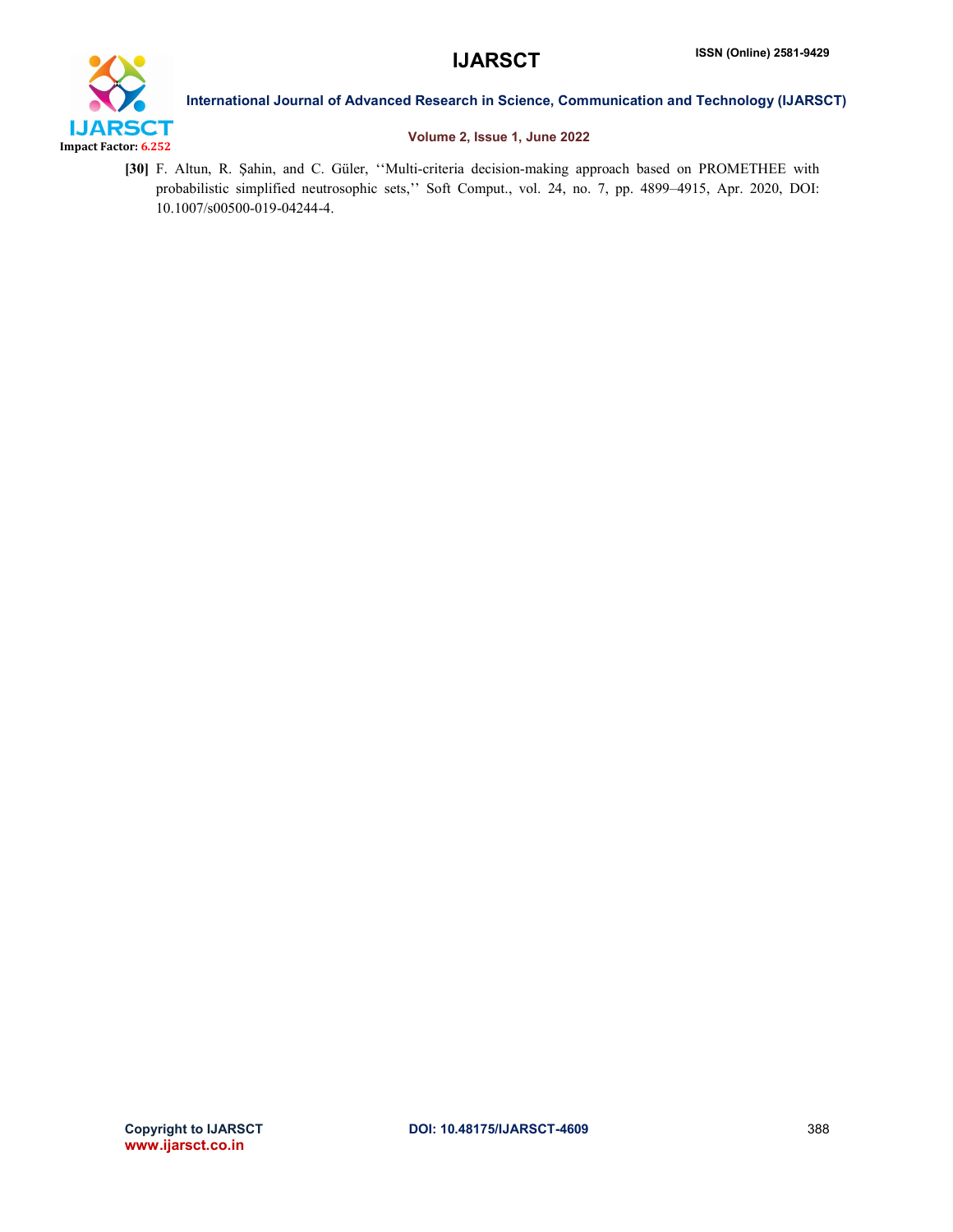**[30]** F. Altun, R. Şahin, and C. Güler, ''Multi-criteria decision-making approach based on PROMETHEE with probabilistic simplified neutrosophic sets,'' Soft Comput., vol. 24, no. 7, pp. 4899–4915, Apr. 2020, DOI: 10.1007/s00500-019-04244-4.